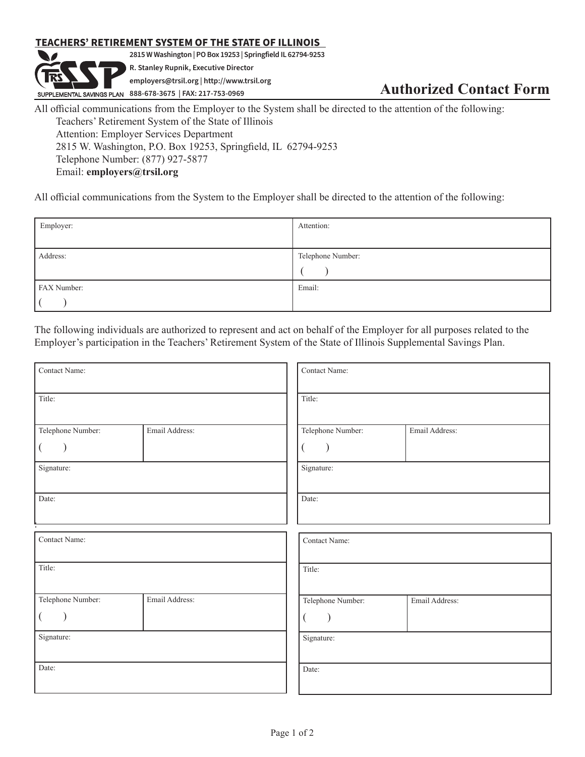**TEACHERS' RETIREMENT SYSTEM OF THE STATE OF ILLINOIS**

TRS SSP — SUPPLEMENTAL SAVINGS PLAN

2815 W Washington | PO Box 19253 | Springfield IL 62794-9253
R. Stanley Rupnik, Executive Director
employers@trsil.org | http://www.trsil.org
888-678-3675 | FAX: 217-753-0969

# Authorized Contact Form

All official communications from the Employer to the System shall be directed to the attention of the following:

Teachers' Retirement System of the State of Illinois
Attention: Employer Services Department
2815 W. Washington, P.O. Box 19253, Springfield, IL 62794-9253
Telephone Number: (877) 927-5877
Email: **employers@trsil.org**

All official communications from the System to the Employer shall be directed to the attention of the following:

| Employer: | Attention: |
|---|---|
| Address: | Telephone Number: ( ) |
| FAX Number: ( ) | Email: |

The following individuals are authorized to represent and act on behalf of the Employer for all purposes related to the Employer's participation in the Teachers' Retirement System of the State of Illinois Supplemental Savings Plan.

| Contact Name: | |
|---|---|
| Title: | |
| Telephone Number: ( ) | Email Address: |
| Signature: | |
| Date: | |

| Contact Name: | |
|---|---|
| Title: | |
| Telephone Number: ( ) | Email Address: |
| Signature: | |
| Date: | |

| Contact Name: | |
|---|---|
| Title: | |
| Telephone Number: ( ) | Email Address: |
| Signature: | |
| Date: | |

| Contact Name: | |
|---|---|
| Title: | |
| Telephone Number: ( ) | Email Address: |
| Signature: | |
| Date: | |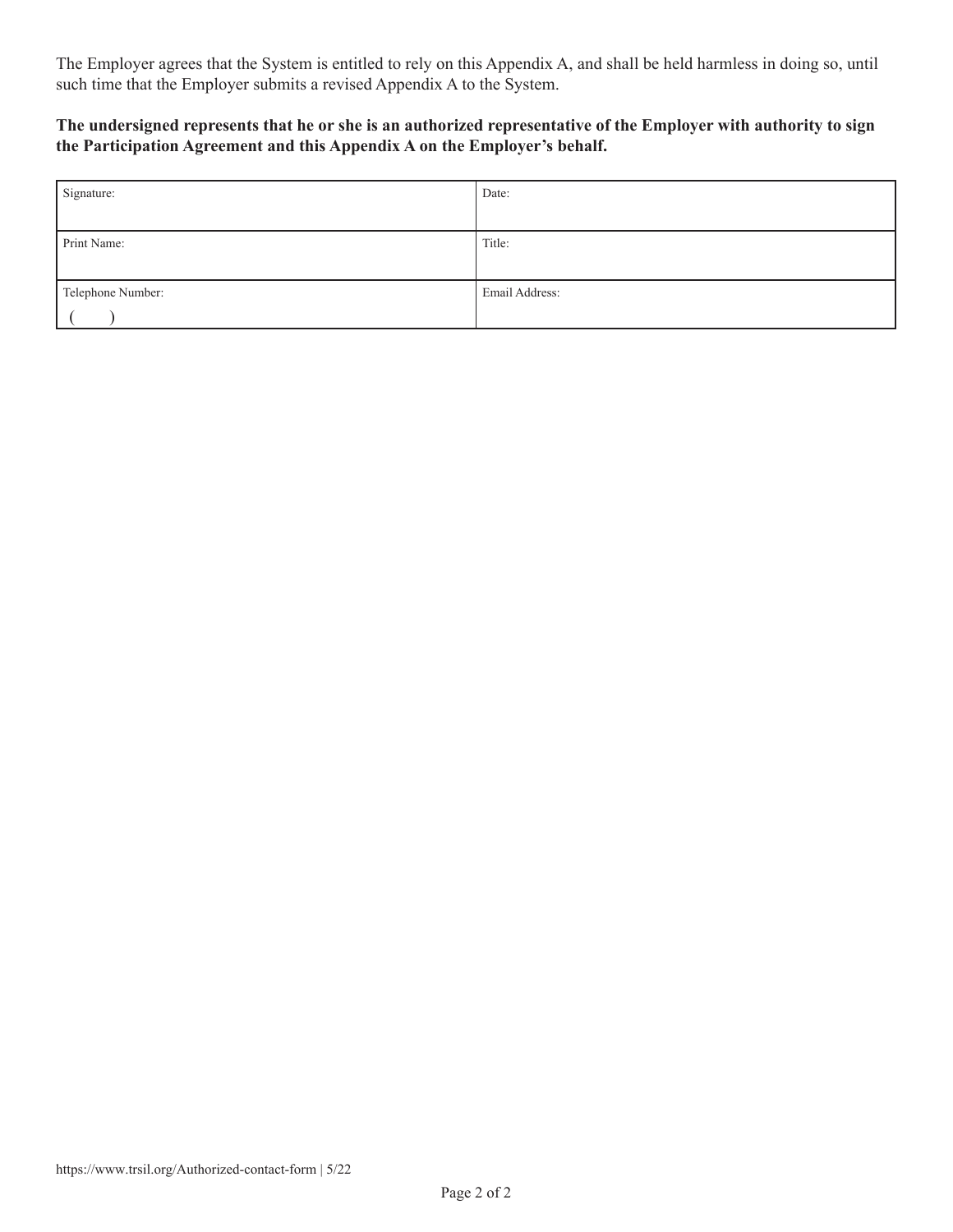The Employer agrees that the System is entitled to rely on this Appendix A, and shall be held harmless in doing so, until such time that the Employer submits a revised Appendix A to the System.

**The undersigned represents that he or she is an authorized representative of the Employer with authority to sign the Participation Agreement and this Appendix A on the Employer's behalf.**

| | |
|---|---|
| Signature: | Date: |
| Print Name: | Title: |
| Telephone Number: ( ) | Email Address: |

https://www.trsil.org/Authorized-contact-form | 5/22